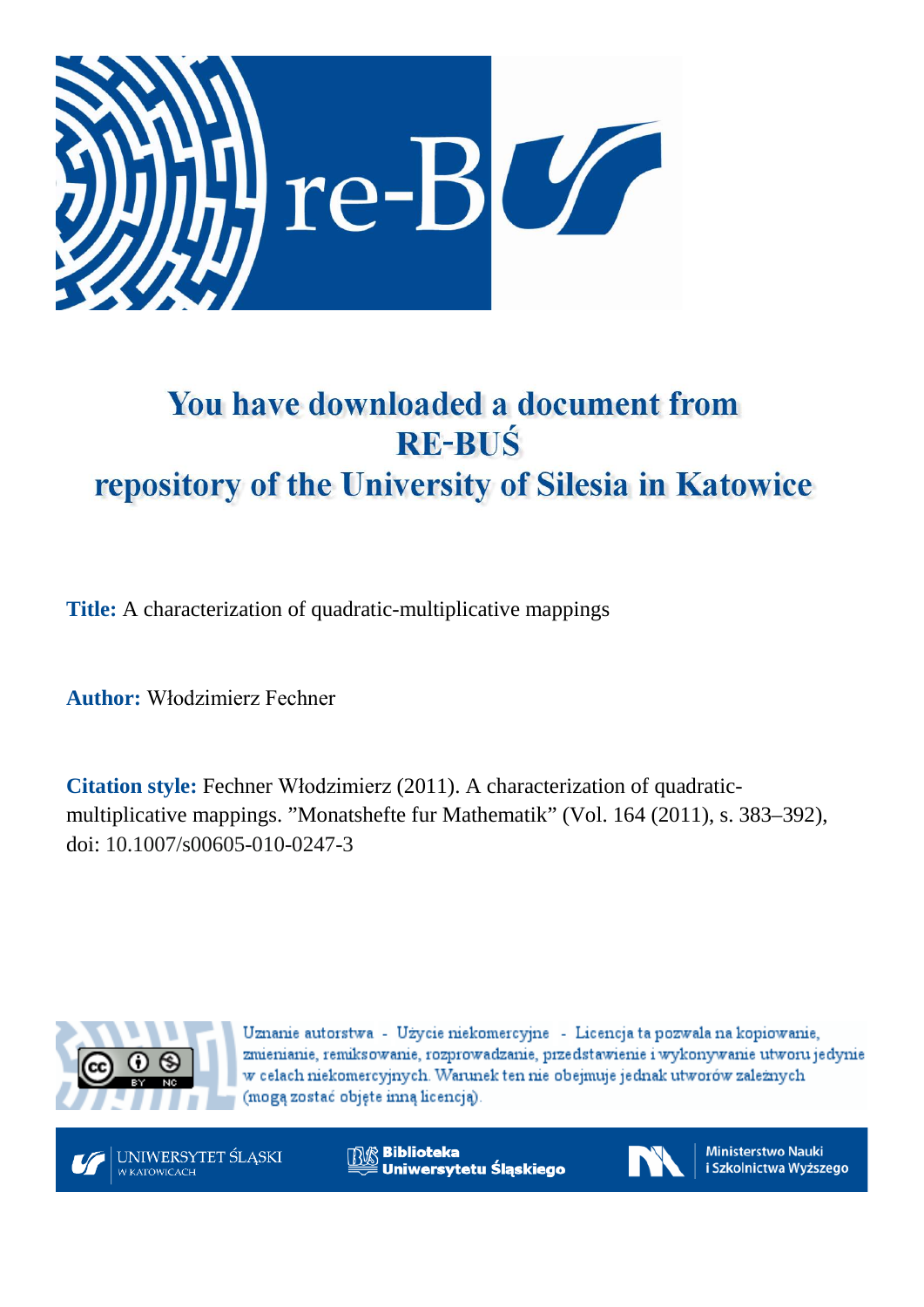# You have downloaded a document from RE-BUŚ repository of the University of Silesia in Katowice

**Title:** A characterization of quadratic-multiplicative mappings

**Author:** Włodzimierz Fechner

**Citation style:** Fechner Włodzimierz (2011). A characterization of quadratic-multiplicative mappings. "Monatshefte fur Mathematik" (Vol. 164 (2011), s. 383–392), doi: 10.1007/s00605-010-0247-3

Uznanie autorstwa - Użycie niekomercyjne - Licencja ta pozwala na kopiowanie, zmienianie, remiksowanie, rozprowadzanie, przedstawienie i wykonywanie utworu jedynie w celach niekomercyjnych. Warunek ten nie obejmuje jednak utworów zależnych (mogą zostać objęte inną licencją).

UNIWERSYTET ŚLĄSKI W KATOWICACH

Biblioteka Uniwersytetu Śląskiego

Ministerstwo Nauki i Szkolnictwa Wyższego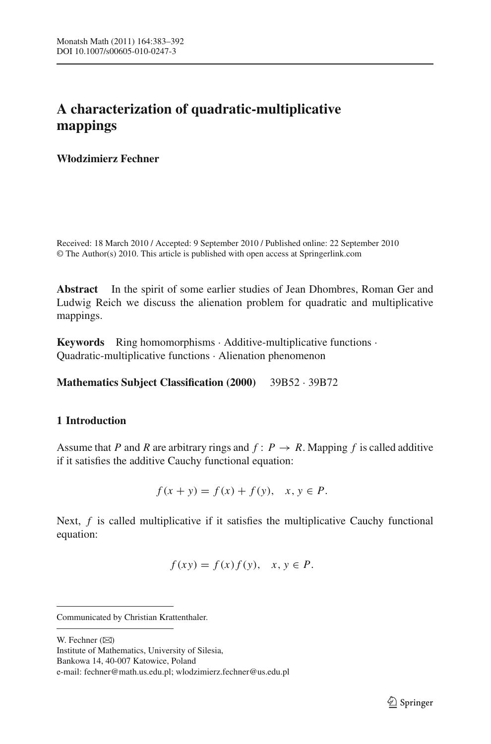# A characterization of quadratic-multiplicative mappings

**Włodzimierz Fechner**

Received: 18 March 2010 / Accepted: 9 September 2010 / Published online: 22 September 2010
© The Author(s) 2010. This article is published with open access at Springerlink.com

**Abstract** In the spirit of some earlier studies of Jean Dhombres, Roman Ger and Ludwig Reich we discuss the alienation problem for quadratic and multiplicative mappings.

**Keywords** Ring homomorphisms · Additive-multiplicative functions · Quadratic-multiplicative functions · Alienation phenomenon

**Mathematics Subject Classification (2000)** 39B52 · 39B72

## 1 Introduction

Assume that $P$ and $R$ are arbitrary rings and $f: P \to R$. Mapping $f$ is called additive if it satisfies the additive Cauchy functional equation:

$$f(x+y) = f(x) + f(y), \quad x, y \in P.$$

Next, $f$ is called multiplicative if it satisfies the multiplicative Cauchy functional equation:

$$f(xy) = f(x)f(y), \quad x, y \in P.$$

---

Communicated by Christian Krattenthaler.

---

W. Fechner (✉)
Institute of Mathematics, University of Silesia,
Bankowa 14, 40-007 Katowice, Poland
e-mail: fechner@math.us.edu.pl; wlodzimierz.fechner@us.edu.pl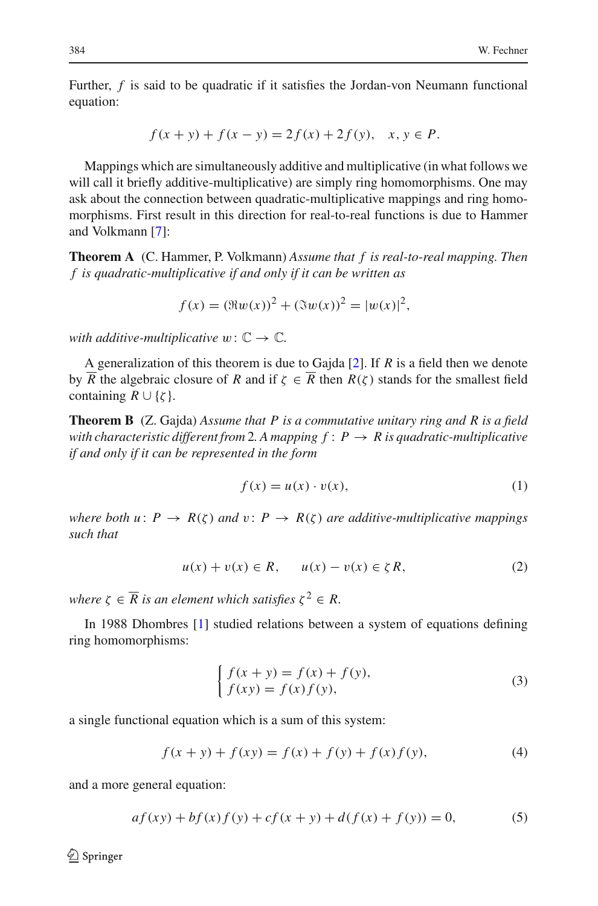Further, $f$ is said to be quadratic if it satisfies the Jordan-von Neumann functional equation:

$$f(x+y) + f(x-y) = 2f(x) + 2f(y), \quad x, y \in P.$$

Mappings which are simultaneously additive and multiplicative (in what follows we will call it briefly additive-multiplicative) are simply ring homomorphisms. One may ask about the connection between quadratic-multiplicative mappings and ring homomorphisms. First result in this direction for real-to-real functions is due to Hammer and Volkmann [7]:

**Theorem A** (C. Hammer, P. Volkmann) *Assume that $f$ is real-to-real mapping. Then $f$ is quadratic-multiplicative if and only if it can be written as*

$$f(x) = (\Re w(x))^2 + (\Im w(x))^2 = |w(x)|^2,$$

*with additive-multiplicative $w\colon \mathbb{C} \to \mathbb{C}$.*

A generalization of this theorem is due to Gajda [2]. If $R$ is a field then we denote by $\overline{R}$ the algebraic closure of $R$ and if $\zeta \in \overline{R}$ then $R(\zeta)$ stands for the smallest field containing $R \cup \{\zeta\}$.

**Theorem B** (Z. Gajda) *Assume that $P$ is a commutative unitary ring and $R$ is a field with characteristic different from 2. A mapping $f\colon P \to R$ is quadratic-multiplicative if and only if it can be represented in the form*

$$f(x) = u(x) \cdot v(x), \tag{1}$$

*where both $u\colon P \to R(\zeta)$ and $v\colon P \to R(\zeta)$ are additive-multiplicative mappings such that*

$$u(x) + v(x) \in R, \qquad u(x) - v(x) \in \zeta R, \tag{2}$$

*where $\zeta \in \overline{R}$ is an element which satisfies $\zeta^2 \in R$.*

In 1988 Dhombres [1] studied relations between a system of equations defining ring homomorphisms:

$$\begin{cases} f(x+y) = f(x) + f(y), \\ f(xy) = f(x)f(y), \end{cases} \tag{3}$$

a single functional equation which is a sum of this system:

$$f(x+y) + f(xy) = f(x) + f(y) + f(x)f(y), \tag{4}$$

and a more general equation:

$$af(xy) + bf(x)f(y) + cf(x+y) + d(f(x) + f(y)) = 0, \tag{5}$$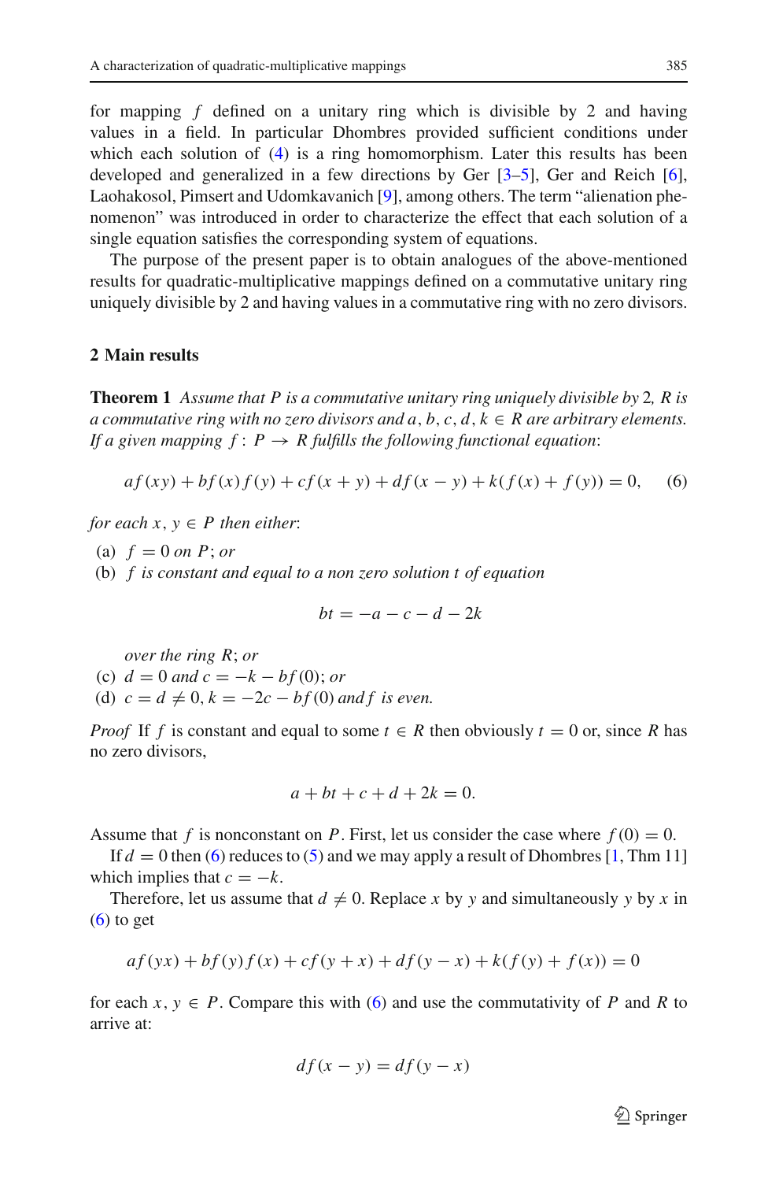for mapping $f$ defined on a unitary ring which is divisible by 2 and having values in a field. In particular Dhombres provided sufficient conditions under which each solution of (4) is a ring homomorphism. Later this results has been developed and generalized in a few directions by Ger [3–5], Ger and Reich [6], Laohakosol, Pimsert and Udomkavanich [9], among others. The term "alienation phenomenon" was introduced in order to characterize the effect that each solution of a single equation satisfies the corresponding system of equations.

The purpose of the present paper is to obtain analogues of the above-mentioned results for quadratic-multiplicative mappings defined on a commutative unitary ring uniquely divisible by 2 and having values in a commutative ring with no zero divisors.

## 2 Main results

**Theorem 1** *Assume that $P$ is a commutative unitary ring uniquely divisible by 2, $R$ is a commutative ring with no zero divisors and $a, b, c, d, k \in R$ are arbitrary elements. If a given mapping $f : P \to R$ fulfills the following functional equation*:

$$af(xy) + bf(x)f(y) + cf(x+y) + df(x-y) + k(f(x) + f(y)) = 0, \qquad (6)$$

*for each $x, y \in P$ then either*:

(a) $f = 0$ *on* $P$; *or*

(b) $f$ *is constant and equal to a non zero solution $t$ of equation*

$$bt = -a - c - d - 2k$$

*over the ring* $R$; *or*

(c) $d = 0$ *and* $c = -k - bf(0)$; *or*

(d) $c = d \neq 0, k = -2c - bf(0)$ *and* $f$ *is even.*

*Proof* If $f$ is constant and equal to some $t \in R$ then obviously $t = 0$ or, since $R$ has no zero divisors,

$$a + bt + c + d + 2k = 0.$$

Assume that $f$ is nonconstant on $P$. First, let us consider the case where $f(0) = 0$.

If $d = 0$ then (6) reduces to (5) and we may apply a result of Dhombres [1, Thm 11] which implies that $c = -k$.

Therefore, let us assume that $d \neq 0$. Replace $x$ by $y$ and simultaneously $y$ by $x$ in (6) to get

$$af(yx) + bf(y)f(x) + cf(y+x) + df(y-x) + k(f(y) + f(x)) = 0$$

for each $x, y \in P$. Compare this with (6) and use the commutativity of $P$ and $R$ to arrive at:

$$df(x-y) = df(y-x)$$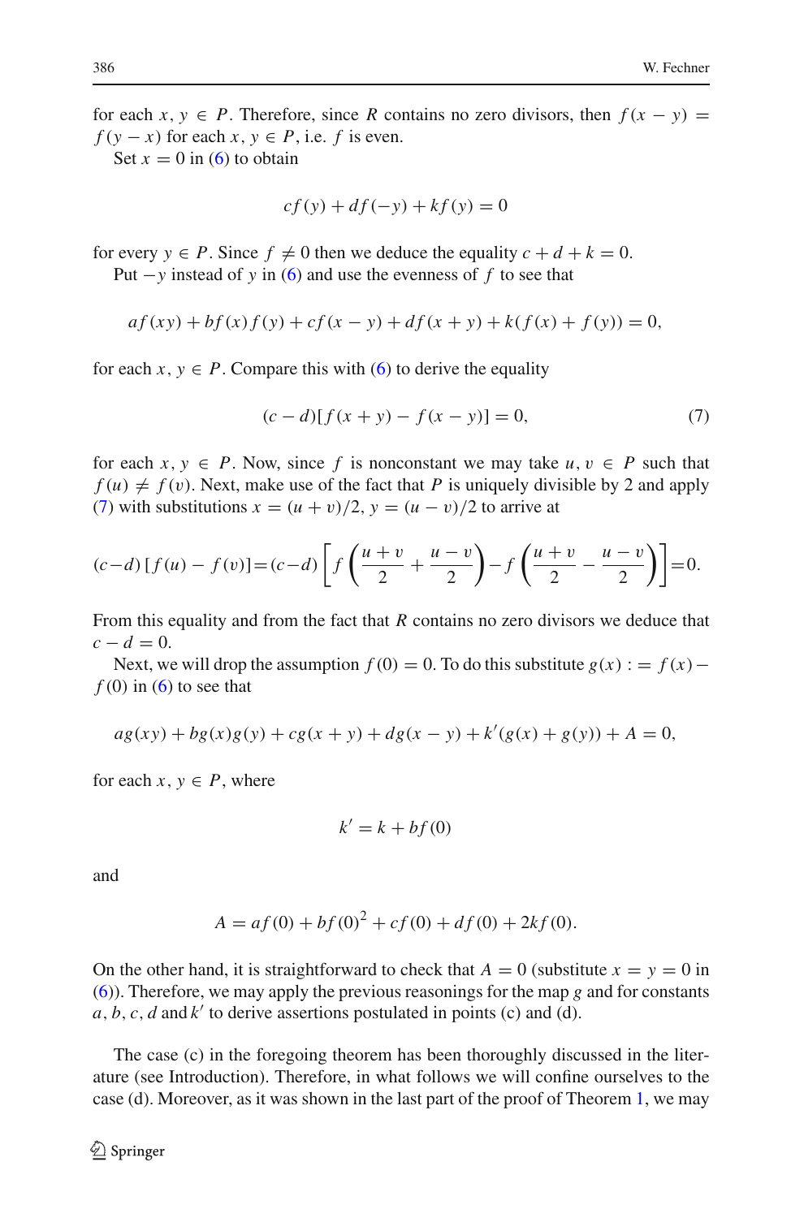for each $x, y \in P$. Therefore, since $R$ contains no zero divisors, then $f(x-y) = f(y-x)$ for each $x, y \in P$, i.e. $f$ is even.

Set $x = 0$ in (6) to obtain

$$cf(y) + df(-y) + kf(y) = 0$$

for every $y \in P$. Since $f \neq 0$ then we deduce the equality $c + d + k = 0$.

Put $-y$ instead of $y$ in (6) and use the evenness of $f$ to see that

$$af(xy) + bf(x)f(y) + cf(x-y) + df(x+y) + k(f(x) + f(y)) = 0,$$

for each $x, y \in P$. Compare this with (6) to derive the equality

$$(c-d)[f(x+y) - f(x-y)] = 0, \tag{7}$$

for each $x, y \in P$. Now, since $f$ is nonconstant we may take $u, v \in P$ such that $f(u) \neq f(v)$. Next, make use of the fact that $P$ is uniquely divisible by 2 and apply (7) with substitutions $x = (u+v)/2$, $y = (u-v)/2$ to arrive at

$$(c-d)\,[f(u) - f(v)] = (c-d)\left[f\left(\frac{u+v}{2} + \frac{u-v}{2}\right) - f\left(\frac{u+v}{2} - \frac{u-v}{2}\right)\right] = 0.$$

From this equality and from the fact that $R$ contains no zero divisors we deduce that $c - d = 0$.

Next, we will drop the assumption $f(0) = 0$. To do this substitute $g(x) := f(x) - f(0)$ in (6) to see that

$$ag(xy) + bg(x)g(y) + cg(x+y) + dg(x-y) + k'(g(x) + g(y)) + A = 0,$$

for each $x, y \in P$, where

$$k' = k + bf(0)$$

and

$$A = af(0) + bf(0)^2 + cf(0) + df(0) + 2kf(0).$$

On the other hand, it is straightforward to check that $A = 0$ (substitute $x = y = 0$ in (6)). Therefore, we may apply the previous reasonings for the map $g$ and for constants $a, b, c, d$ and $k'$ to derive assertions postulated in points (c) and (d).

The case (c) in the foregoing theorem has been thoroughly discussed in the literature (see Introduction). Therefore, in what follows we will confine ourselves to the case (d). Moreover, as it was shown in the last part of the proof of Theorem 1, we may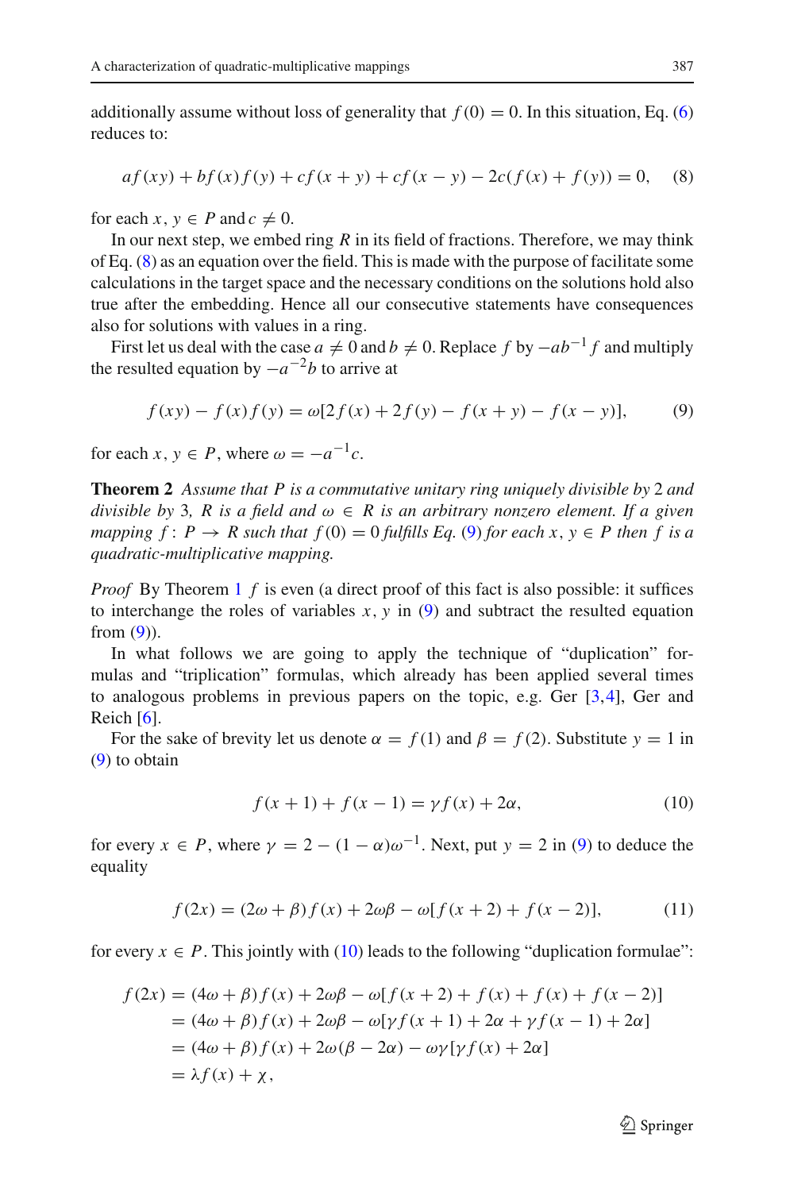additionally assume without loss of generality that $f(0) = 0$. In this situation, Eq. (6) reduces to:

$$af(xy) + bf(x)f(y) + cf(x+y) + cf(x-y) - 2c(f(x) + f(y)) = 0, \qquad (8)$$

for each $x, y \in P$ and $c \neq 0$.

In our next step, we embed ring $R$ in its field of fractions. Therefore, we may think of Eq. (8) as an equation over the field. This is made with the purpose of facilitate some calculations in the target space and the necessary conditions on the solutions hold also true after the embedding. Hence all our consecutive statements have consequences also for solutions with values in a ring.

First let us deal with the case $a \neq 0$ and $b \neq 0$. Replace $f$ by $-ab^{-1}f$ and multiply the resulted equation by $-a^{-2}b$ to arrive at

$$f(xy) - f(x)f(y) = \omega[2f(x) + 2f(y) - f(x+y) - f(x-y)], \qquad (9)$$

for each $x, y \in P$, where $\omega = -a^{-1}c$.

**Theorem 2** *Assume that $P$ is a commutative unitary ring uniquely divisible by 2 and divisible by 3, $R$ is a field and $\omega \in R$ is an arbitrary nonzero element. If a given mapping $f: P \to R$ such that $f(0) = 0$ fulfills Eq. (9) for each $x, y \in P$ then $f$ is a quadratic-multiplicative mapping.*

*Proof* By Theorem 1 $f$ is even (a direct proof of this fact is also possible: it suffices to interchange the roles of variables $x, y$ in (9) and subtract the resulted equation from (9)).

In what follows we are going to apply the technique of "duplication" formulas and "triplication" formulas, which already has been applied several times to analogous problems in previous papers on the topic, e.g. Ger [3,4], Ger and Reich [6].

For the sake of brevity let us denote $\alpha = f(1)$ and $\beta = f(2)$. Substitute $y = 1$ in (9) to obtain

$$f(x+1) + f(x-1) = \gamma f(x) + 2\alpha, \qquad (10)$$

for every $x \in P$, where $\gamma = 2 - (1-\alpha)\omega^{-1}$. Next, put $y = 2$ in (9) to deduce the equality

$$f(2x) = (2\omega + \beta)f(x) + 2\omega\beta - \omega[f(x+2) + f(x-2)], \qquad (11)$$

for every $x \in P$. This jointly with (10) leads to the following "duplication formulae":

$$\begin{aligned}
f(2x) &= (4\omega + \beta)f(x) + 2\omega\beta - \omega[f(x+2) + f(x) + f(x) + f(x-2)] \\
&= (4\omega + \beta)f(x) + 2\omega\beta - \omega[\gamma f(x+1) + 2\alpha + \gamma f(x-1) + 2\alpha] \\
&= (4\omega + \beta)f(x) + 2\omega(\beta - 2\alpha) - \omega\gamma[\gamma f(x) + 2\alpha] \\
&= \lambda f(x) + \chi,
\end{aligned}$$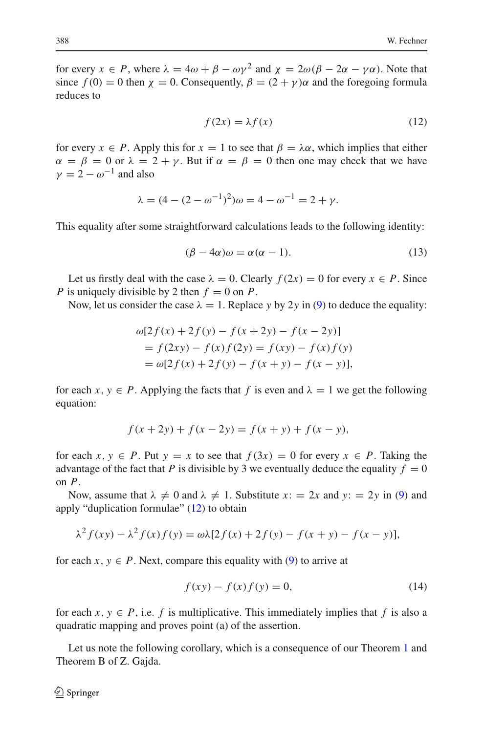for every $x \in P$, where $\lambda = 4\omega + \beta - \omega\gamma^2$ and $\chi = 2\omega(\beta - 2\alpha - \gamma\alpha)$. Note that since $f(0) = 0$ then $\chi = 0$. Consequently, $\beta = (2+\gamma)\alpha$ and the foregoing formula reduces to

$$f(2x) = \lambda f(x) \tag{12}$$

for every $x \in P$. Apply this for $x = 1$ to see that $\beta = \lambda\alpha$, which implies that either $\alpha = \beta = 0$ or $\lambda = 2 + \gamma$. But if $\alpha = \beta = 0$ then one may check that we have $\gamma = 2 - \omega^{-1}$ and also

$$\lambda = (4 - (2 - \omega^{-1})^2)\omega = 4 - \omega^{-1} = 2 + \gamma.$$

This equality after some straightforward calculations leads to the following identity:

$$(\beta - 4\alpha)\omega = \alpha(\alpha - 1). \tag{13}$$

Let us firstly deal with the case $\lambda = 0$. Clearly $f(2x) = 0$ for every $x \in P$. Since $P$ is uniquely divisible by 2 then $f = 0$ on $P$.

Now, let us consider the case $\lambda = 1$. Replace $y$ by $2y$ in (9) to deduce the equality:

$$\begin{aligned}
&\omega[2f(x) + 2f(y) - f(x+2y) - f(x-2y)] \\
&\quad = f(2xy) - f(x)f(2y) = f(xy) - f(x)f(y) \\
&\quad = \omega[2f(x) + 2f(y) - f(x+y) - f(x-y)],
\end{aligned}$$

for each $x, y \in P$. Applying the facts that $f$ is even and $\lambda = 1$ we get the following equation:

$$f(x+2y) + f(x-2y) = f(x+y) + f(x-y),$$

for each $x, y \in P$. Put $y = x$ to see that $f(3x) = 0$ for every $x \in P$. Taking the advantage of the fact that $P$ is divisible by 3 we eventually deduce the equality $f = 0$ on $P$.

Now, assume that $\lambda \neq 0$ and $\lambda \neq 1$. Substitute $x := 2x$ and $y := 2y$ in (9) and apply "duplication formulae" (12) to obtain

$$\lambda^2 f(xy) - \lambda^2 f(x)f(y) = \omega\lambda[2f(x) + 2f(y) - f(x+y) - f(x-y)],$$

for each $x, y \in P$. Next, compare this equality with (9) to arrive at

$$f(xy) - f(x)f(y) = 0, \tag{14}$$

for each $x, y \in P$, i.e. $f$ is multiplicative. This immediately implies that $f$ is also a quadratic mapping and proves point (a) of the assertion.

Let us note the following corollary, which is a consequence of our Theorem 1 and Theorem B of Z. Gajda.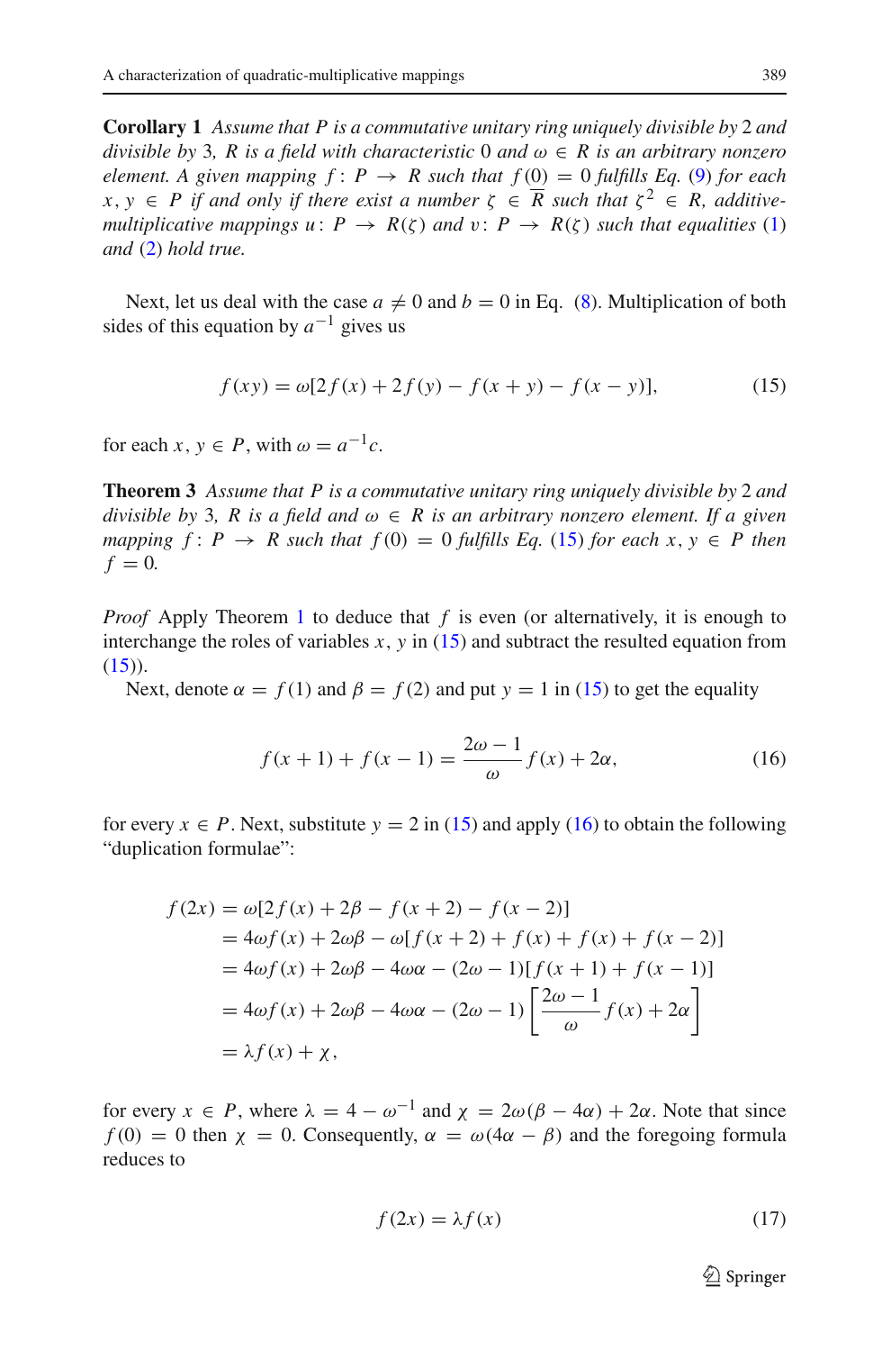**Corollary 1** *Assume that $P$ is a commutative unitary ring uniquely divisible by 2 and divisible by 3, $R$ is a field with characteristic 0 and $\omega \in R$ is an arbitrary nonzero element. A given mapping $f : P \to R$ such that $f(0) = 0$ fulfills Eq. (9) for each $x, y \in P$ if and only if there exist a number $\zeta \in \overline{R}$ such that $\zeta^2 \in R$, additive-multiplicative mappings $u : P \to R(\zeta)$ and $v : P \to R(\zeta)$ such that equalities (1) and (2) hold true.*

Next, let us deal with the case $a \neq 0$ and $b = 0$ in Eq. (8). Multiplication of both sides of this equation by $a^{-1}$ gives us

$$f(xy) = \omega[2f(x) + 2f(y) - f(x+y) - f(x-y)], \tag{15}$$

for each $x, y \in P$, with $\omega = a^{-1}c$.

**Theorem 3** *Assume that $P$ is a commutative unitary ring uniquely divisible by 2 and divisible by 3, $R$ is a field and $\omega \in R$ is an arbitrary nonzero element. If a given mapping $f : P \to R$ such that $f(0) = 0$ fulfills Eq. (15) for each $x, y \in P$ then $f = 0$.*

*Proof* Apply Theorem 1 to deduce that $f$ is even (or alternatively, it is enough to interchange the roles of variables $x, y$ in (15) and subtract the resulted equation from (15)).

Next, denote $\alpha = f(1)$ and $\beta = f(2)$ and put $y = 1$ in (15) to get the equality

$$f(x+1) + f(x-1) = \frac{2\omega - 1}{\omega} f(x) + 2\alpha, \tag{16}$$

for every $x \in P$. Next, substitute $y = 2$ in (15) and apply (16) to obtain the following "duplication formulae":

$$\begin{aligned}
f(2x) &= \omega[2f(x) + 2\beta - f(x+2) - f(x-2)] \\
&= 4\omega f(x) + 2\omega\beta - \omega[f(x+2) + f(x) + f(x) + f(x-2)] \\
&= 4\omega f(x) + 2\omega\beta - 4\omega\alpha - (2\omega - 1)[f(x+1) + f(x-1)] \\
&= 4\omega f(x) + 2\omega\beta - 4\omega\alpha - (2\omega - 1)\left[\frac{2\omega - 1}{\omega} f(x) + 2\alpha\right] \\
&= \lambda f(x) + \chi,
\end{aligned}$$

for every $x \in P$, where $\lambda = 4 - \omega^{-1}$ and $\chi = 2\omega(\beta - 4\alpha) + 2\alpha$. Note that since $f(0) = 0$ then $\chi = 0$. Consequently, $\alpha = \omega(4\alpha - \beta)$ and the foregoing formula reduces to

$$f(2x) = \lambda f(x) \tag{17}$$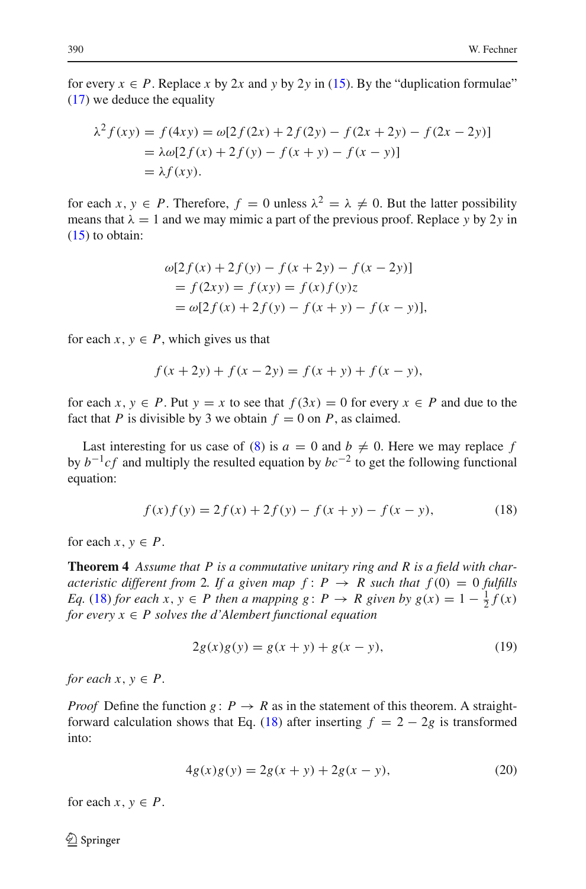for every $x \in P$. Replace $x$ by $2x$ and $y$ by $2y$ in (15). By the "duplication formulae" (17) we deduce the equality

$$
\begin{aligned}
\lambda^2 f(xy) &= f(4xy) = \omega[2f(2x) + 2f(2y) - f(2x+2y) - f(2x-2y)] \\
&= \lambda\omega[2f(x) + 2f(y) - f(x+y) - f(x-y)] \\
&= \lambda f(xy).
\end{aligned}
$$

for each $x, y \in P$. Therefore, $f = 0$ unless $\lambda^2 = \lambda \neq 0$. But the latter possibility means that $\lambda = 1$ and we may mimic a part of the previous proof. Replace $y$ by $2y$ in (15) to obtain:

$$
\begin{aligned}
&\omega[2f(x) + 2f(y) - f(x+2y) - f(x-2y)] \\
&\quad = f(2xy) = f(xy) = f(x)f(y)z \\
&\quad = \omega[2f(x) + 2f(y) - f(x+y) - f(x-y)],
\end{aligned}
$$

for each $x, y \in P$, which gives us that

$$
f(x+2y) + f(x-2y) = f(x+y) + f(x-y),
$$

for each $x, y \in P$. Put $y = x$ to see that $f(3x) = 0$ for every $x \in P$ and due to the fact that $P$ is divisible by 3 we obtain $f = 0$ on $P$, as claimed.

Last interesting for us case of (8) is $a = 0$ and $b \neq 0$. Here we may replace $f$ by $b^{-1}cf$ and multiply the resulted equation by $bc^{-2}$ to get the following functional equation:

$$
f(x)f(y) = 2f(x) + 2f(y) - f(x+y) - f(x-y), \tag{18}
$$

for each $x, y \in P$.

**Theorem 4** *Assume that $P$ is a commutative unitary ring and $R$ is a field with characteristic different from 2. If a given map $f\colon P \to R$ such that $f(0) = 0$ fulfills Eq. (18) for each $x, y \in P$ then a mapping $g\colon P \to R$ given by $g(x) = 1 - \frac{1}{2}f(x)$ for every $x \in P$ solves the d'Alembert functional equation*

$$
2g(x)g(y) = g(x+y) + g(x-y), \tag{19}
$$

*for each $x, y \in P$.*

*Proof* Define the function $g\colon P \to R$ as in the statement of this theorem. A straightforward calculation shows that Eq. (18) after inserting $f = 2 - 2g$ is transformed into:

$$
4g(x)g(y) = 2g(x+y) + 2g(x-y), \tag{20}
$$

for each $x, y \in P$.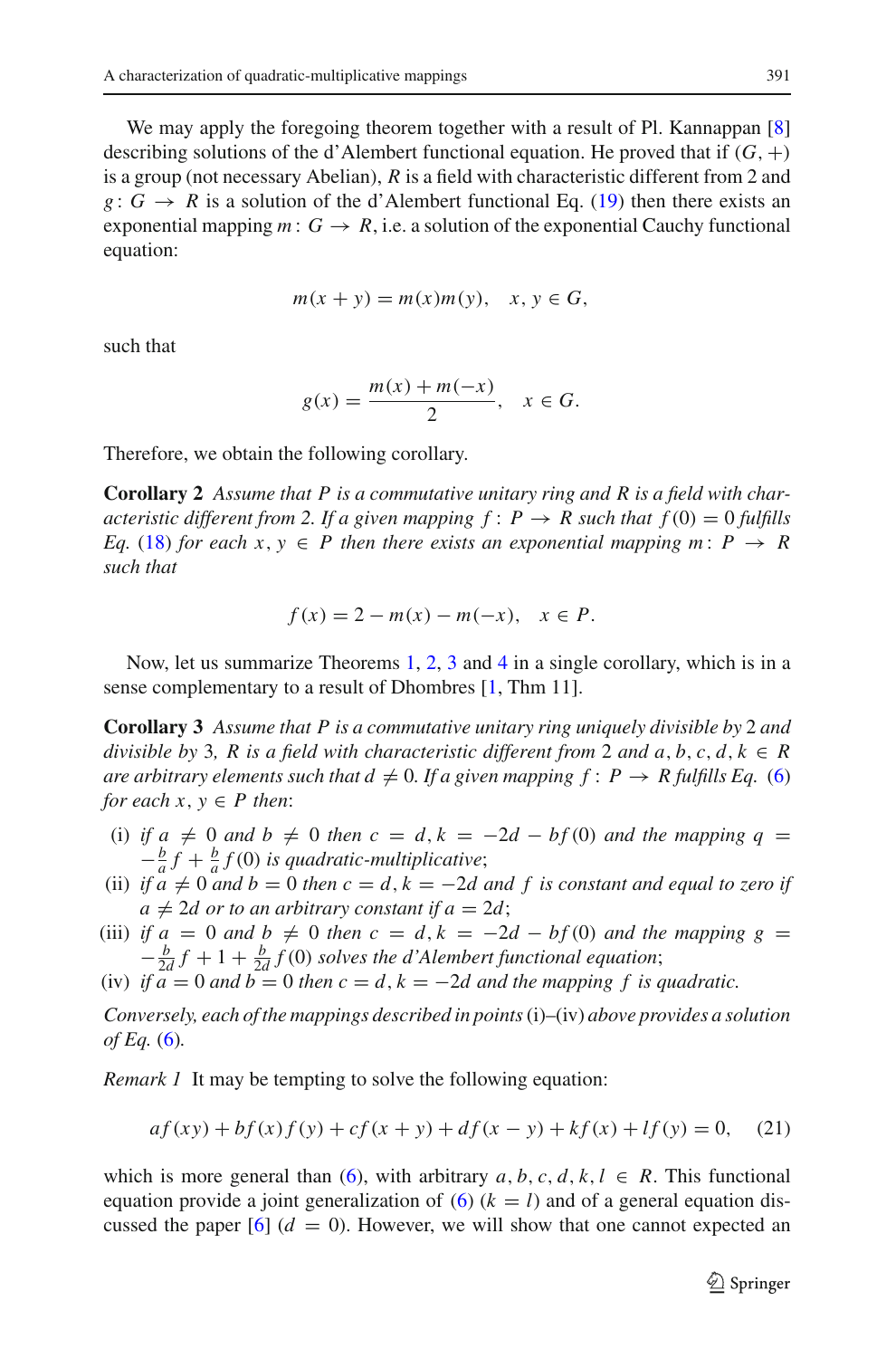We may apply the foregoing theorem together with a result of Pl. Kannappan [8] describing solutions of the d'Alembert functional equation. He proved that if $(G, +)$ is a group (not necessary Abelian), $R$ is a field with characteristic different from 2 and $g: G \to R$ is a solution of the d'Alembert functional Eq. (19) then there exists an exponential mapping $m: G \to R$, i.e. a solution of the exponential Cauchy functional equation:

$$m(x + y) = m(x)m(y), \quad x, y \in G,$$

such that

$$g(x) = \frac{m(x) + m(-x)}{2}, \quad x \in G.$$

Therefore, we obtain the following corollary.

**Corollary 2** *Assume that $P$ is a commutative unitary ring and $R$ is a field with characteristic different from 2. If a given mapping $f: P \to R$ such that $f(0) = 0$ fulfills Eq. (18) for each $x, y \in P$ then there exists an exponential mapping $m: P \to R$ such that*

$$f(x) = 2 - m(x) - m(-x), \quad x \in P.$$

Now, let us summarize Theorems 1, 2, 3 and 4 in a single corollary, which is in a sense complementary to a result of Dhombres [1, Thm 11].

**Corollary 3** *Assume that $P$ is a commutative unitary ring uniquely divisible by 2 and divisible by 3, $R$ is a field with characteristic different from 2 and $a, b, c, d, k \in R$ are arbitrary elements such that $d \neq 0$. If a given mapping $f: P \to R$ fulfills Eq. (6) for each $x, y \in P$ then*:

- (i) *if $a \neq 0$ and $b \neq 0$ then $c = d, k = -2d - bf(0)$ and the mapping $q = -\frac{b}{a}f + \frac{b}{a}f(0)$ is quadratic-multiplicative*;
- (ii) *if $a \neq 0$ and $b = 0$ then $c = d, k = -2d$ and $f$ is constant and equal to zero if $a \neq 2d$ or to an arbitrary constant if $a = 2d$*;
- (iii) *if $a = 0$ and $b \neq 0$ then $c = d, k = -2d - bf(0)$ and the mapping $g = -\frac{b}{2d}f + 1 + \frac{b}{2d}f(0)$ solves the d'Alembert functional equation*;
- (iv) *if $a = 0$ and $b = 0$ then $c = d, k = -2d$ and the mapping $f$ is quadratic.*

*Conversely, each of the mappings described in points* (i)–(iv) *above provides a solution of Eq.* (6).

*Remark 1* It may be tempting to solve the following equation:

$$af(xy) + bf(x)f(y) + cf(x + y) + df(x - y) + kf(x) + lf(y) = 0, \quad (21)$$

which is more general than (6), with arbitrary $a, b, c, d, k, l \in R$. This functional equation provide a joint generalization of (6) ($k = l$) and of a general equation discussed the paper [6] ($d = 0$). However, we will show that one cannot expected an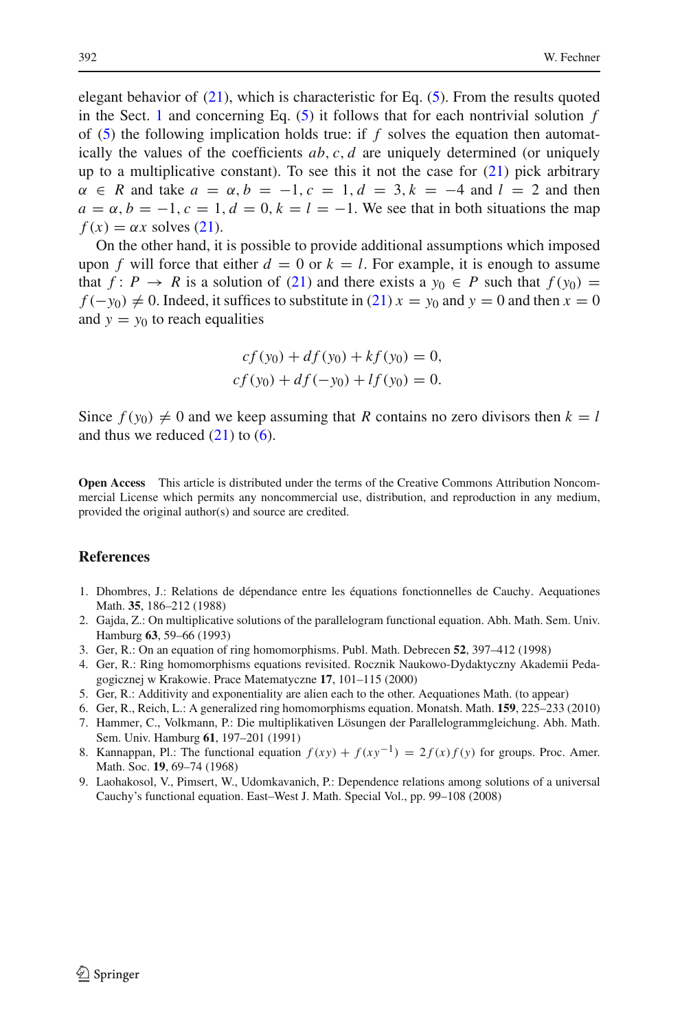elegant behavior of (21), which is characteristic for Eq. (5). From the results quoted in the Sect. 1 and concerning Eq. (5) it follows that for each nontrivial solution $f$ of (5) the following implication holds true: if $f$ solves the equation then automatically the values of the coefficients $ab, c, d$ are uniquely determined (or uniquely up to a multiplicative constant). To see this it not the case for (21) pick arbitrary $\alpha \in R$ and take $a = \alpha, b = -1, c = 1, d = 3, k = -4$ and $l = 2$ and then $a = \alpha, b = -1, c = 1, d = 0, k = l = -1$. We see that in both situations the map $f(x) = \alpha x$ solves (21).

On the other hand, it is possible to provide additional assumptions which imposed upon $f$ will force that either $d = 0$ or $k = l$. For example, it is enough to assume that $f: P \to R$ is a solution of (21) and there exists a $y_0 \in P$ such that $f(y_0) = f(-y_0) \neq 0$. Indeed, it suffices to substitute in (21) $x = y_0$ and $y = 0$ and then $x = 0$ and $y = y_0$ to reach equalities

$$cf(y_0) + df(y_0) + kf(y_0) = 0,$$
$$cf(y_0) + df(-y_0) + lf(y_0) = 0.$$

Since $f(y_0) \neq 0$ and we keep assuming that $R$ contains no zero divisors then $k = l$ and thus we reduced (21) to (6).

**Open Access** This article is distributed under the terms of the Creative Commons Attribution Noncommercial License which permits any noncommercial use, distribution, and reproduction in any medium, provided the original author(s) and source are credited.

## References

1. Dhombres, J.: Relations de dépendance entre les équations fonctionnelles de Cauchy. Aequationes Math. **35**, 186–212 (1988)
2. Gajda, Z.: On multiplicative solutions of the parallelogram functional equation. Abh. Math. Sem. Univ. Hamburg **63**, 59–66 (1993)
3. Ger, R.: On an equation of ring homomorphisms. Publ. Math. Debrecen **52**, 397–412 (1998)
4. Ger, R.: Ring homomorphisms equations revisited. Rocznik Naukowo-Dydaktyczny Akademii Pedagogicznej w Krakowie. Prace Matematyczne **17**, 101–115 (2000)
5. Ger, R.: Additivity and exponentiality are alien each to the other. Aequationes Math. (to appear)
6. Ger, R., Reich, L.: A generalized ring homomorphisms equation. Monatsh. Math. **159**, 225–233 (2010)
7. Hammer, C., Volkmann, P.: Die multiplikativen Lösungen der Parallelogrammgleichung. Abh. Math. Sem. Univ. Hamburg **61**, 197–201 (1991)
8. Kannappan, Pl.: The functional equation $f(xy) + f(xy^{-1}) = 2f(x)f(y)$ for groups. Proc. Amer. Math. Soc. **19**, 69–74 (1968)
9. Laohakosol, V., Pimsert, W., Udomkavanich, P.: Dependence relations among solutions of a universal Cauchy's functional equation. East–West J. Math. Special Vol., pp. 99–108 (2008)